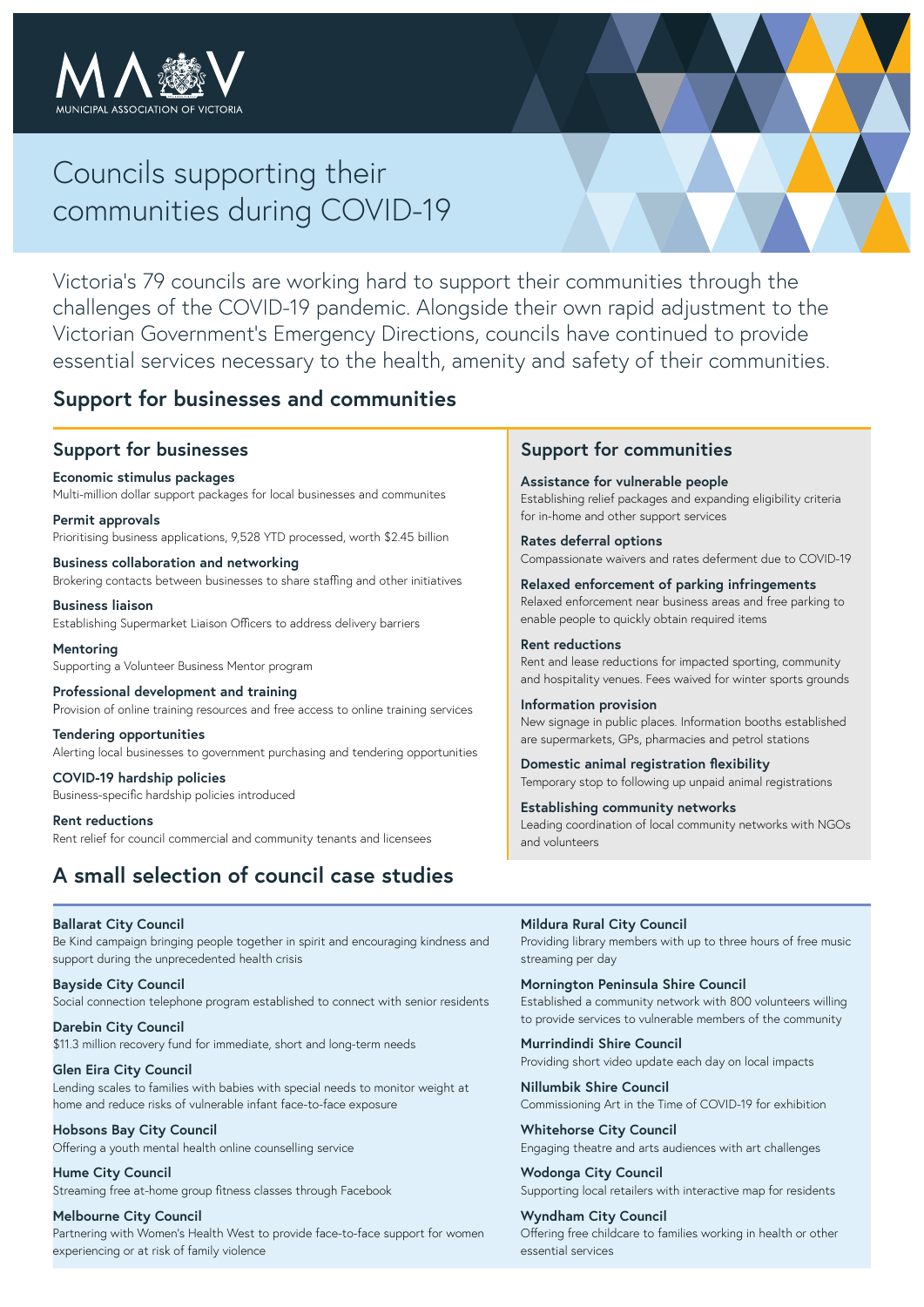MUNICIPAL ASSOCIATION OF VICTORIA

# Councils supporting their communities during COVID-19

Victoria's 79 councils are working hard to support their communities through the challenges of the COVID-19 pandemic. Alongside their own rapid adjustment to the Victorian Government's Emergency Directions, councils have continued to provide essential services necessary to the health, amenity and safety of their communities.

## Support for businesses and communities

### Support for businesses

**Economic stimulus packages**
Multi-million dollar support packages for local businesses and communites

**Permit approvals**
Prioritising business applications, 9,528 YTD processed, worth $2.45 billion

**Business collaboration and networking**
Brokering contacts between businesses to share staffing and other initiatives

**Business liaison**
Establishing Supermarket Liaison Officers to address delivery barriers

**Mentoring**
Supporting a Volunteer Business Mentor program

**Professional development and training**
Provision of online training resources and free access to online training services

**Tendering opportunities**
Alerting local businesses to government purchasing and tendering opportunities

**COVID-19 hardship policies**
Business-specific hardship policies introduced

**Rent reductions**
Rent relief for council commercial and community tenants and licensees

### Support for communities

**Assistance for vulnerable people**
Establishing relief packages and expanding eligibility criteria for in-home and other support services

**Rates deferral options**
Compassionate waivers and rates deferment due to COVID-19

**Relaxed enforcement of parking infringements**
Relaxed enforcement near business areas and free parking to enable people to quickly obtain required items

**Rent reductions**
Rent and lease reductions for impacted sporting, community and hospitality venues. Fees waived for winter sports grounds

**Information provision**
New signage in public places. Information booths established are supermarkets, GPs, pharmacies and petrol stations

**Domestic animal registration flexibility**
Temporary stop to following up unpaid animal registrations

**Establishing community networks**
Leading coordination of local community networks with NGOs and volunteers

## A small selection of council case studies

**Ballarat City Council**
Be Kind campaign bringing people together in spirit and encouraging kindness and support during the unprecedented health crisis

**Bayside City Council**
Social connection telephone program established to connect with senior residents

**Darebin City Council**
$11.3 million recovery fund for immediate, short and long-term needs

**Glen Eira City Council**
Lending scales to families with babies with special needs to monitor weight at home and reduce risks of vulnerable infant face-to-face exposure

**Hobsons Bay City Council**
Offering a youth mental health online counselling service

**Hume City Council**
Streaming free at-home group fitness classes through Facebook

**Melbourne City Council**
Partnering with Women's Health West to provide face-to-face support for women experiencing or at risk of family violence

**Mildura Rural City Council**
Providing library members with up to three hours of free music streaming per day

**Mornington Peninsula Shire Council**
Established a community network with 800 volunteers willing to provide services to vulnerable members of the community

**Murrindindi Shire Council**
Providing short video update each day on local impacts

**Nillumbik Shire Council**
Commissioning Art in the Time of COVID-19 for exhibition

**Whitehorse City Council**
Engaging theatre and arts audiences with art challenges

**Wodonga City Council**
Supporting local retailers with interactive map for residents

**Wyndham City Council**
Offering free childcare to families working in health or other essential services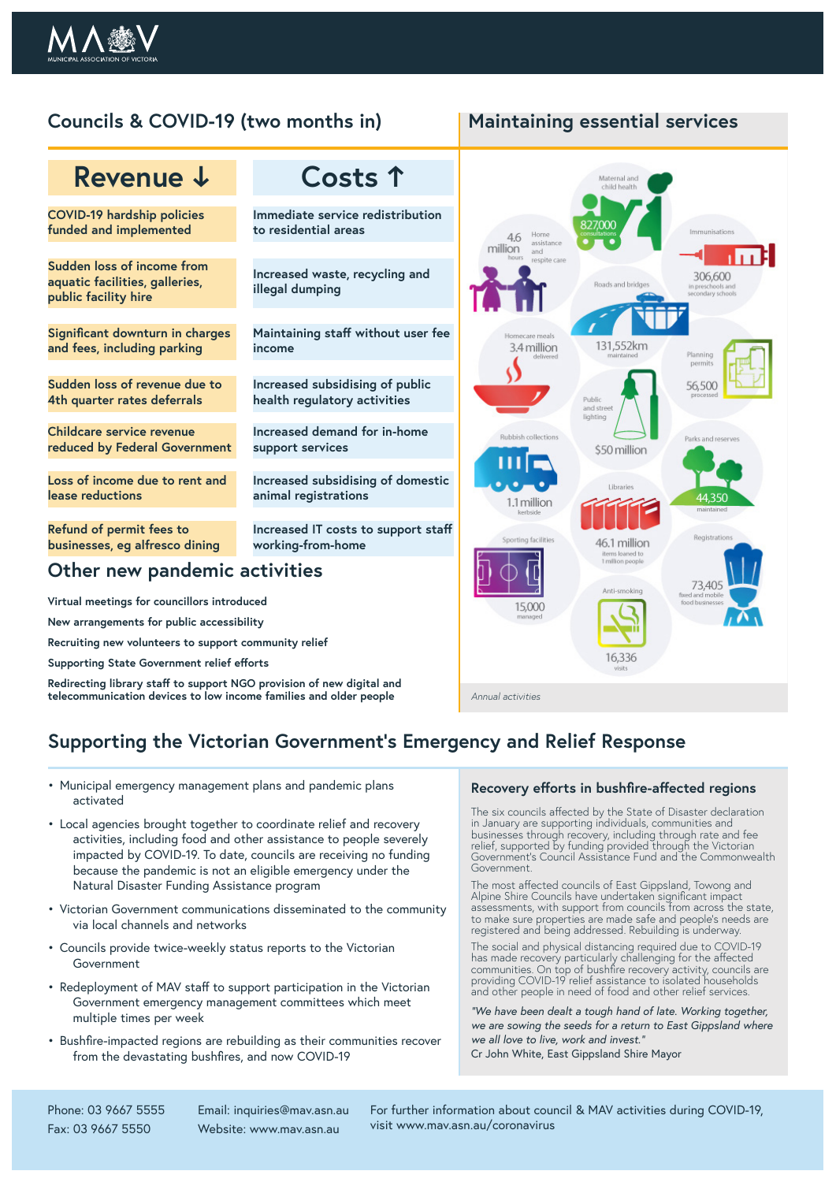MAV MUNICIPAL ASSOCIATION OF VICTORIA

## Councils & COVID-19 (two months in)

| Revenue ↓ | Costs ↑ |
|---|---|
| COVID-19 hardship policies funded and implemented | Immediate service redistribution to residential areas |
| Sudden loss of income from aquatic facilities, galleries, public facility hire | Increased waste, recycling and illegal dumping |
| Significant downturn in charges and fees, including parking | Maintaining staff without user fee income |
| Sudden loss of revenue due to 4th quarter rates deferrals | Increased subsidising of public health regulatory activities |
| Childcare service revenue reduced by Federal Government | Increased demand for in-home support services |
| Loss of income due to rent and lease reductions | Increased subsidising of domestic animal registrations |
| Refund of permit fees to businesses, eg alfresco dining | Increased IT costs to support staff working-from-home |

### Other new pandemic activities

**Virtual meetings for councillors introduced**

**New arrangements for public accessibility**

**Recruiting new volunteers to support community relief**

**Supporting State Government relief efforts**

**Redirecting library staff to support NGO provision of new digital and telecommunication devices to low income families and older people**

## Maintaining essential services

Maternal and child health
827,000 consultations

Home assistance and respite care
4.6 million hours

Immunisations
306,600 in preschools and secondary schools

Roads and bridges
131,552km maintained

Homecare meals
3.4 million delivered

Planning permits
56,500 processed

Public and street lighting
$50 million

Rubbish collections
1.1 million kerbside

Parks and reserves
44,350 maintained

Libraries
46.1 million items loaned to 1 million people

Sporting facilities
15,000 managed

Registrations
73,405 fixed and mobile food businesses

Anti-smoking
16,336 visits

*Annual activities*

## Supporting the Victorian Government's Emergency and Relief Response

- Municipal emergency management plans and pandemic plans activated
- Local agencies brought together to coordinate relief and recovery activities, including food and other assistance to people severely impacted by COVID-19. To date, councils are receiving no funding because the pandemic is not an eligible emergency under the Natural Disaster Funding Assistance program
- Victorian Government communications disseminated to the community via local channels and networks
- Councils provide twice-weekly status reports to the Victorian Government
- Redeployment of MAV staff to support participation in the Victorian Government emergency management committees which meet multiple times per week
- Bushfire-impacted regions are rebuilding as their communities recover from the devastating bushfires, and now COVID-19

### Recovery efforts in bushfire-affected regions

The six councils affected by the State of Disaster declaration in January are supporting individuals, communities and businesses through recovery, including through rate and fee relief, supported by funding provided through the Victorian Government's Council Assistance Fund and the Commonwealth Government.

The most affected councils of East Gippsland, Towong and Alpine Shire Councils have undertaken significant impact assessments, with support from councils from across the state, to make sure properties are made safe and people's needs are registered and being addressed. Rebuilding is underway.

The social and physical distancing required due to COVID-19 has made recovery particularly challenging for the affected communities. On top of bushfire recovery activity, councils are providing COVID-19 relief assistance to isolated households and other people in need of food and other relief services.

*"We have been dealt a tough hand of late. Working together, we are sowing the seeds for a return to East Gippsland where we all love to live, work and invest."*
Cr John White, East Gippsland Shire Mayor

Phone: 03 9667 5555
Fax: 03 9667 5550

Email: inquiries@mav.asn.au
Website: www.mav.asn.au

For further information about council & MAV activities during COVID-19, visit www.mav.asn.au/coronavirus